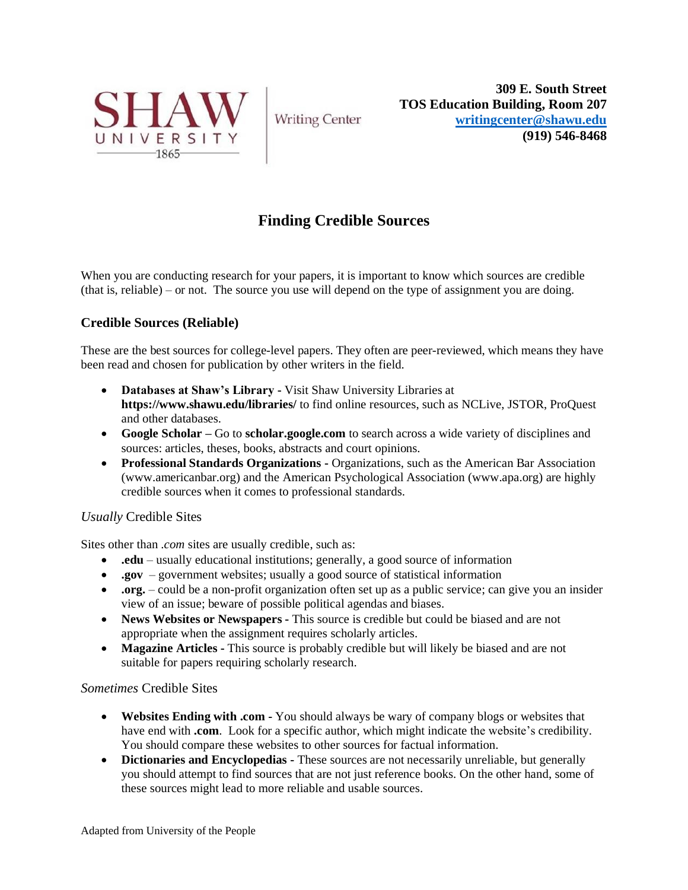SHAW UNIVERSITY 1865 | Writing Center

**309 E. South Street**
**TOS Education Building, Room 207**
**writingcenter@shawu.edu**
**(919) 546-8468**

# Finding Credible Sources

When you are conducting research for your papers, it is important to know which sources are credible (that is, reliable) – or not. The source you use will depend on the type of assignment you are doing.

## Credible Sources (Reliable)

These are the best sources for college-level papers. They often are peer-reviewed, which means they have been read and chosen for publication by other writers in the field.

- **Databases at Shaw's Library** - Visit Shaw University Libraries at **https://www.shawu.edu/libraries/** to find online resources, such as NCLive, JSTOR, ProQuest and other databases.
- **Google Scholar –** Go to **scholar.google.com** to search across a wide variety of disciplines and sources: articles, theses, books, abstracts and court opinions.
- **Professional Standards Organizations -** Organizations, such as the American Bar Association (www.americanbar.org) and the American Psychological Association (www.apa.org) are highly credible sources when it comes to professional standards.

### *Usually* Credible Sites

Sites other than *.com* sites are usually credible, such as:

- **.edu** – usually educational institutions; generally, a good source of information
- **.gov** – government websites; usually a good source of statistical information
- **.org.** – could be a non-profit organization often set up as a public service; can give you an insider view of an issue; beware of possible political agendas and biases.
- **News Websites or Newspapers -** This source is credible but could be biased and are not appropriate when the assignment requires scholarly articles.
- **Magazine Articles -** This source is probably credible but will likely be biased and are not suitable for papers requiring scholarly research.

### *Sometimes* Credible Sites

- **Websites Ending with .com -** You should always be wary of company blogs or websites that have end with **.com**. Look for a specific author, which might indicate the website's credibility. You should compare these websites to other sources for factual information.
- **Dictionaries and Encyclopedias** - These sources are not necessarily unreliable, but generally you should attempt to find sources that are not just reference books. On the other hand, some of these sources might lead to more reliable and usable sources.

Adapted from University of the People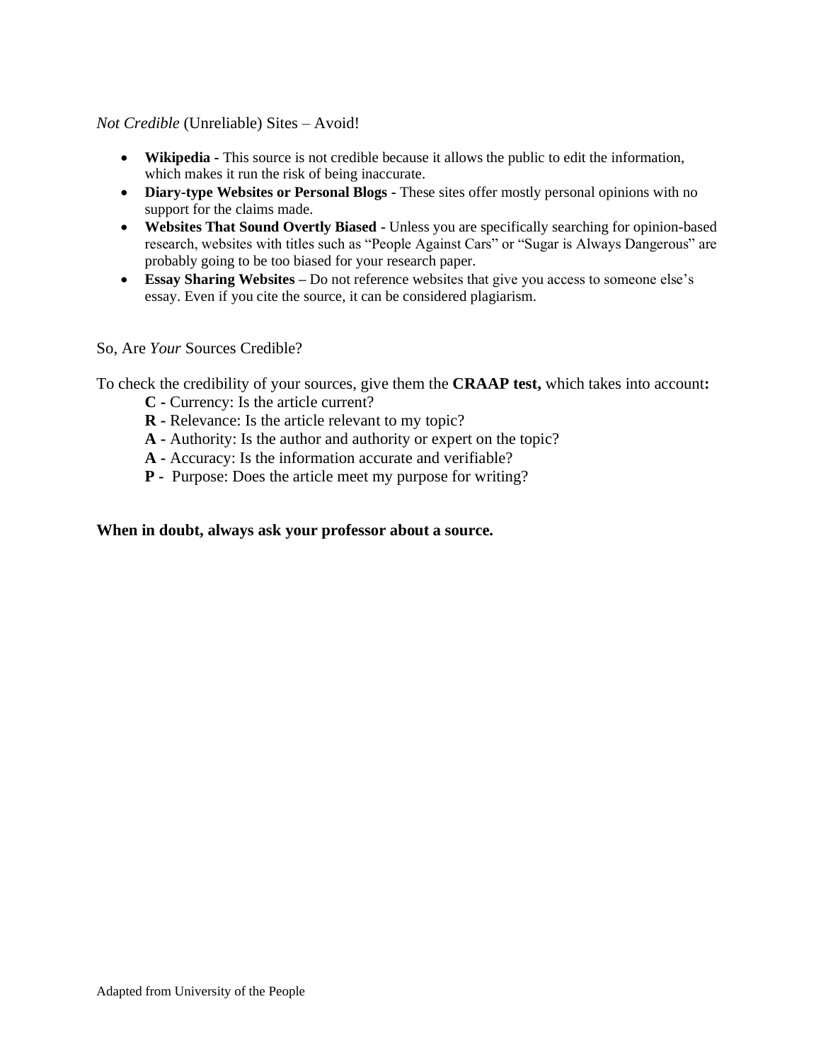*Not Credible* (Unreliable) Sites – Avoid!

- **Wikipedia -** This source is not credible because it allows the public to edit the information, which makes it run the risk of being inaccurate.
- **Diary-type Websites or Personal Blogs -** These sites offer mostly personal opinions with no support for the claims made.
- **Websites That Sound Overtly Biased -** Unless you are specifically searching for opinion-based research, websites with titles such as "People Against Cars" or "Sugar is Always Dangerous" are probably going to be too biased for your research paper.
- **Essay Sharing Websites –** Do not reference websites that give you access to someone else's essay. Even if you cite the source, it can be considered plagiarism.

So, Are *Your* Sources Credible?

To check the credibility of your sources, give them the **CRAAP test,** which takes into account**:**

**C -** Currency: Is the article current?
**R -** Relevance: Is the article relevant to my topic?
**A -** Authority: Is the author and authority or expert on the topic?
**A -** Accuracy: Is the information accurate and verifiable?
**P -** Purpose: Does the article meet my purpose for writing?

**When in doubt, always ask your professor about a source.**

Adapted from University of the People